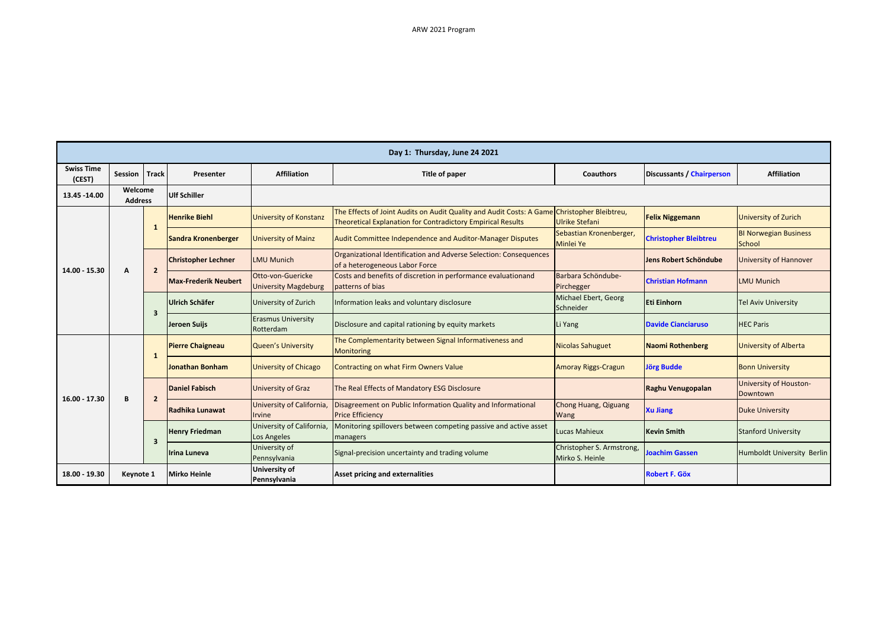ARW 2021 Program

| Day 1: Thursday, June 24 2021 | | | | | | | | |
|---|---|---|---|---|---|---|---|---|
| **Swiss Time (CEST)** | **Session** | **Track** | **Presenter** | **Affiliation** | **Title of paper** | **Coauthors** | **Discussants / Chairperson** | **Affiliation** |
| **13.45 -14.00** | **Welcome Address** | | **Ulf Schiller** | | | | | |
| **14.00 - 15.30** | **A** | **1** | **Henrike Biehl** | University of Konstanz | The Effects of Joint Audits on Audit Quality and Audit Costs: A Game Theoretical Explanation for Contradictory Empirical Results | Christopher Bleibtreu, Ulrike Stefani | **Felix Niggemann** | University of Zurich |
| | | | **Sandra Kronenberger** | University of Mainz | Audit Committee Independence and Auditor-Manager Disputes | Sebastian Kronenberger, Minlei Ye | **Christopher Bleibtreu** | BI Norwegian Business School |
| | | **2** | **Christopher Lechner** | LMU Munich | Organizational Identification and Adverse Selection: Consequences of a heterogeneous Labor Force | | **Jens Robert Schöndube** | University of Hannover |
| | | | **Max-Frederik Neubert** | Otto-von-Guericke University Magdeburg | Costs and benefits of discretion in performance evaluationand patterns of bias | Barbara Schöndube-Pirchegger | **Christian Hofmann** | LMU Munich |
| | | **3** | **Ulrich Schäfer** | University of Zurich | Information leaks and voluntary disclosure | Michael Ebert, Georg Schneider | **Eti Einhorn** | Tel Aviv University |
| | | | **Jeroen Suijs** | Erasmus University Rotterdam | Disclosure and capital rationing by equity markets | Li Yang | **Davide Cianciaruso** | HEC Paris |
| **16.00 - 17.30** | **B** | **1** | **Pierre Chaigneau** | Queen's University | The Complementarity between Signal Informativeness and Monitoring | Nicolas Sahuguet | **Naomi Rothenberg** | University of Alberta |
| | | | **Jonathan Bonham** | University of Chicago | Contracting on what Firm Owners Value | Amoray Riggs-Cragun | **Jörg Budde** | Bonn University |
| | | **2** | **Daniel Fabisch** | University of Graz | The Real Effects of Mandatory ESG Disclosure | | **Raghu Venugopalan** | University of Houston-Downtown |
| | | | **Radhika Lunawat** | University of California, Irvine | Disagreement on Public Information Quality and Informational Price Efficiency | Chong Huang, Qiguang Wang | **Xu Jiang** | Duke University |
| | | **3** | **Henry Friedman** | University of California, Los Angeles | Monitoring spillovers between competing passive and active asset managers | Lucas Mahieux | **Kevin Smith** | Stanford University |
| | | | **Irina Luneva** | University of Pennsylvania | Signal-precision uncertainty and trading volume | Christopher S. Armstrong, Mirko S. Heinle | **Joachim Gassen** | Humboldt University Berlin |
| **18.00 - 19.30** | **Keynote 1** | | **Mirko Heinle** | **University of Pennsylvania** | **Asset pricing and externalities** | | **Robert F. Göx** | |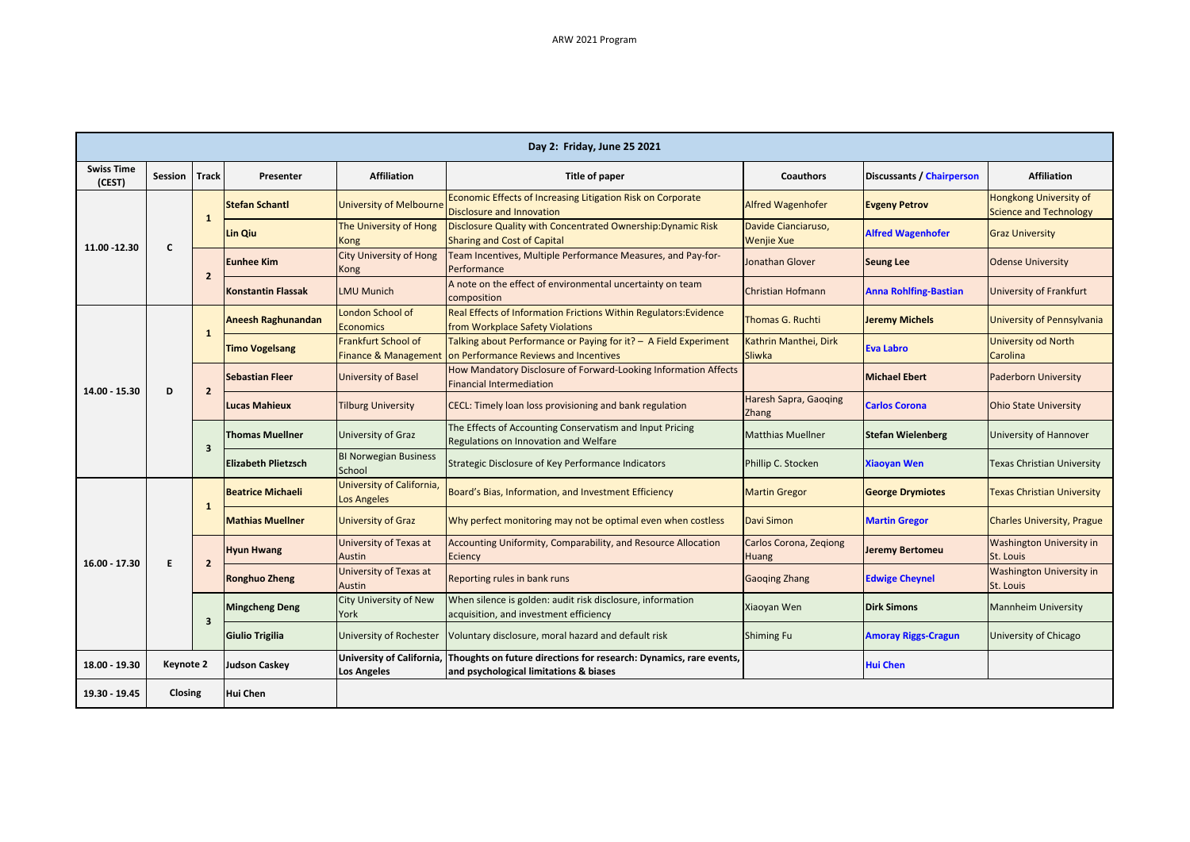| Day 2: Friday, June 25 2021 | | | | | | | | |
|---|---|---|---|---|---|---|---|---|
| **Swiss Time (CEST)** | **Session** | **Track** | **Presenter** | **Affiliation** | **Title of paper** | **Coauthors** | **Discussants / Chairperson** | **Affiliation** |
| 11.00 -12.30 | C | 1 | **Stefan Schantl** | University of Melbourne | Economic Effects of Increasing Litigation Risk on Corporate Disclosure and Innovation | Alfred Wagenhofer | **Evgeny Petrov** | Hongkong University of Science and Technology |
| | | | **Lin Qiu** | The University of Hong Kong | Disclosure Quality with Concentrated Ownership:Dynamic Risk Sharing and Cost of Capital | Davide Cianciaruso, Wenjie Xue | **Alfred Wagenhofer** | Graz University |
| | | 2 | **Eunhee Kim** | City University of Hong Kong | Team Incentives, Multiple Performance Measures, and Pay-for-Performance | Jonathan Glover | **Seung Lee** | Odense University |
| | | | **Konstantin Flassak** | LMU Munich | A note on the effect of environmental uncertainty on team composition | Christian Hofmann | **Anna Rohlfing-Bastian** | University of Frankfurt |
| 14.00 - 15.30 | D | 1 | **Aneesh Raghunandan** | London School of Economics | Real Effects of Information Frictions Within Regulators:Evidence from Workplace Safety Violations | Thomas G. Ruchti | **Jeremy Michels** | University of Pennsylvania |
| | | | **Timo Vogelsang** | Frankfurt School of Finance & Management | Talking about Performance or Paying for it? – A Field Experiment on Performance Reviews and Incentives | Kathrin Manthei, Dirk Sliwka | **Eva Labro** | University od North Carolina |
| | | 2 | **Sebastian Fleer** | University of Basel | How Mandatory Disclosure of Forward-Looking Information Affects Financial Intermediation | | **Michael Ebert** | Paderborn University |
| | | | **Lucas Mahieux** | Tilburg University | CECL: Timely loan loss provisioning and bank regulation | Haresh Sapra, Gaoqing Zhang | **Carlos Corona** | Ohio State University |
| | | 3 | **Thomas Muellner** | University of Graz | The Effects of Accounting Conservatism and Input Pricing Regulations on Innovation and Welfare | Matthias Muellner | **Stefan Wielenberg** | University of Hannover |
| | | | **Elizabeth Plietzsch** | BI Norwegian Business School | Strategic Disclosure of Key Performance Indicators | Phillip C. Stocken | **Xiaoyan Wen** | Texas Christian University |
| 16.00 - 17.30 | E | 1 | **Beatrice Michaeli** | University of California, Los Angeles | Board's Bias, Information, and Investment Efficiency | Martin Gregor | **George Drymiotes** | Texas Christian University |
| | | | **Mathias Muellner** | University of Graz | Why perfect monitoring may not be optimal even when costless | Davi Simon | **Martin Gregor** | Charles University, Prague |
| | | 2 | **Hyun Hwang** | University of Texas at Austin | Accounting Uniformity, Comparability, and Resource Allocation Eciency | Carlos Corona, Zeqiong Huang | **Jeremy Bertomeu** | Washington University in St. Louis |
| | | | **Ronghuo Zheng** | University of Texas at Austin | Reporting rules in bank runs | Gaoqing Zhang | **Edwige Cheynel** | Washington University in St. Louis |
| | | 3 | **Mingcheng Deng** | City University of New York | When silence is golden: audit risk disclosure, information acquisition, and investment efficiency | Xiaoyan Wen | **Dirk Simons** | Mannheim University |
| | | | **Giulio Trigilia** | University of Rochester | Voluntary disclosure, moral hazard and default risk | Shiming Fu | **Amoray Riggs-Cragun** | University of Chicago |
| 18.00 - 19.30 | Keynote 2 | | **Judson Caskey** | **University of California, Los Angeles** | **Thoughts on future directions for research: Dynamics, rare events, and psychological limitations & biases** | | **Hui Chen** | |
| 19.30 - 19.45 | Closing | | **Hui Chen** | | | | | |